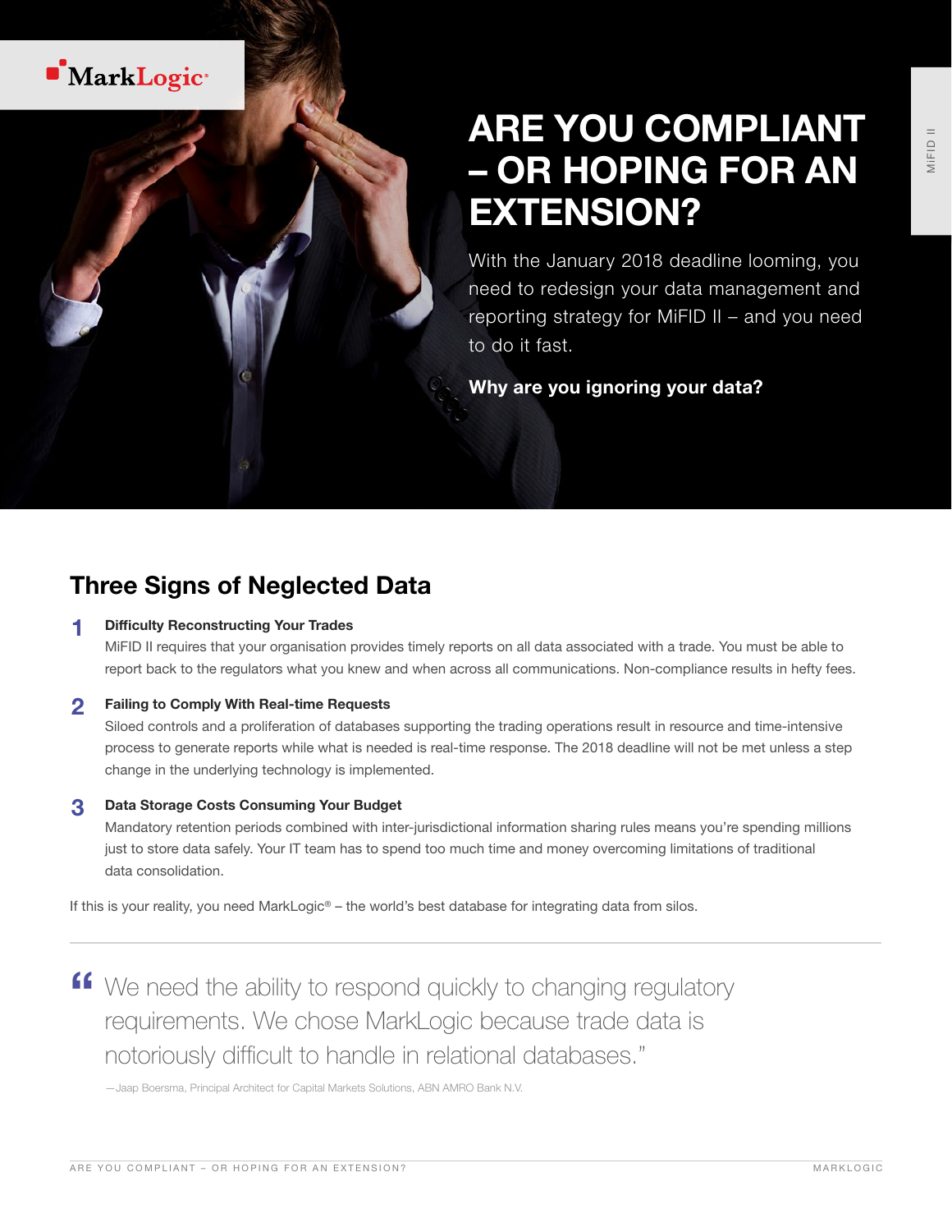MarkLogic

MiFID II

# ARE YOU COMPLIANT – OR HOPING FOR AN EXTENSION?

With the January 2018 deadline looming, you need to redesign your data management and reporting strategy for MiFID II – and you need to do it fast.

**Why are you ignoring your data?**

## Three Signs of Neglected Data

**1 Difficulty Reconstructing Your Trades**

MiFID II requires that your organisation provides timely reports on all data associated with a trade. You must be able to report back to the regulators what you knew and when across all communications. Non-compliance results in hefty fees.

**2 Failing to Comply With Real-time Requests**

Siloed controls and a proliferation of databases supporting the trading operations result in resource and time-intensive process to generate reports while what is needed is real-time response. The 2018 deadline will not be met unless a step change in the underlying technology is implemented.

**3 Data Storage Costs Consuming Your Budget**

Mandatory retention periods combined with inter-jurisdictional information sharing rules means you're spending millions just to store data safely. Your IT team has to spend too much time and money overcoming limitations of traditional data consolidation.

If this is your reality, you need MarkLogic® – the world's best database for integrating data from silos.

---

> "We need the ability to respond quickly to changing regulatory requirements. We chose MarkLogic because trade data is notoriously difficult to handle in relational databases."
>
> —Jaap Boersma, Principal Architect for Capital Markets Solutions, ABN AMRO Bank N.V.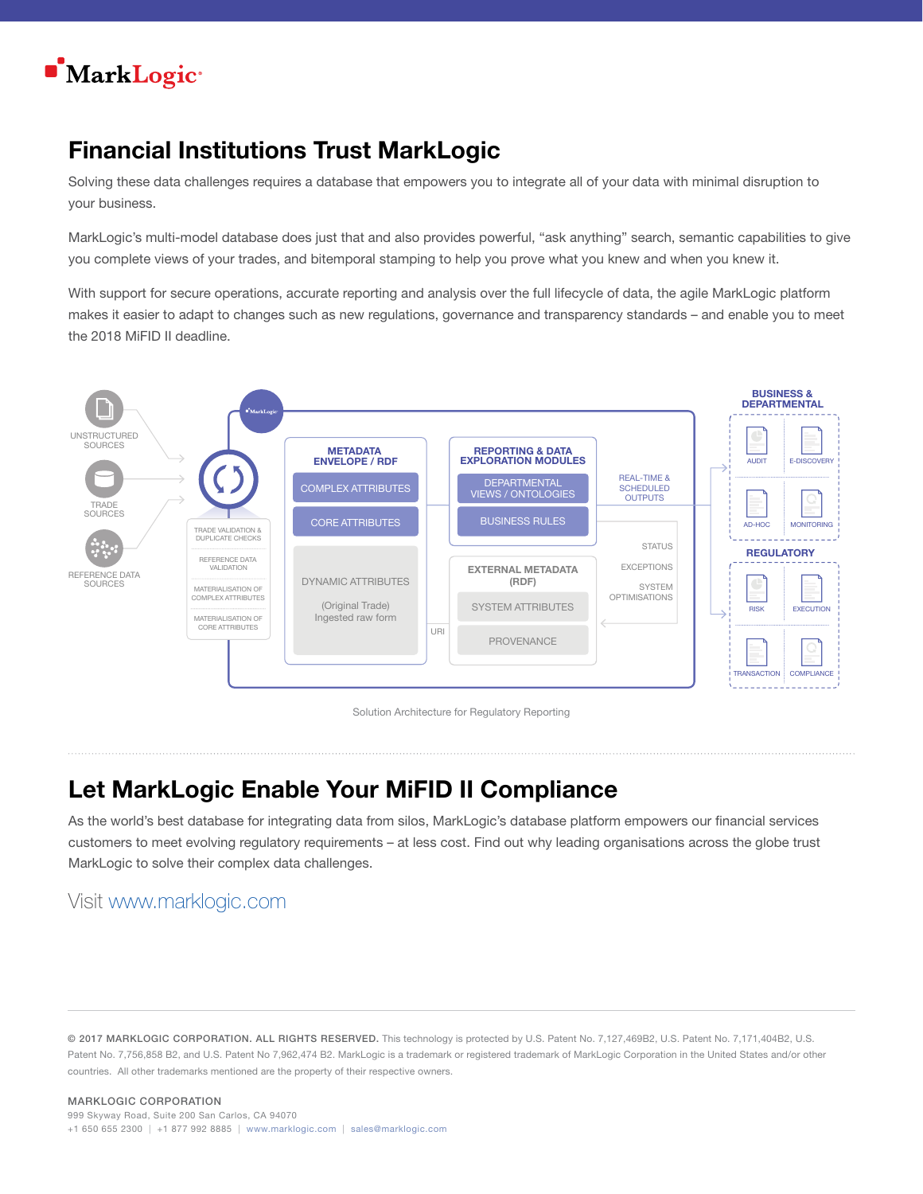# Financial Institutions Trust MarkLogic

Solving these data challenges requires a database that empowers you to integrate all of your data with minimal disruption to your business.

MarkLogic's multi-model database does just that and also provides powerful, "ask anything" search, semantic capabilities to give you complete views of your trades, and bitemporal stamping to help you prove what you knew and when you knew it.

With support for secure operations, accurate reporting and analysis over the full lifecycle of data, the agile MarkLogic platform makes it easier to adapt to changes such as new regulations, governance and transparency standards – and enable you to meet the 2018 MiFID II deadline.

UNSTRUCTURED SOURCES

TRADE SOURCES

REFERENCE DATA SOURCES

TRADE VALIDATION & DUPLICATE CHECKS

REFERENCE DATA VALIDATION

MATERIALISATION OF COMPLEX ATTRIBUTES

MATERIALISATION OF CORE ATTRIBUTES

METADATA ENVELOPE / RDF

COMPLEX ATTRIBUTES

CORE ATTRIBUTES

DYNAMIC ATTRIBUTES

(Original Trade) Ingested raw form

URI

REPORTING & DATA EXPLORATION MODULES

DEPARTMENTAL VIEWS / ONTOLOGIES

BUSINESS RULES

EXTERNAL METADATA (RDF)

SYSTEM ATTRIBUTES

PROVENANCE

REAL-TIME & SCHEDULED OUTPUTS

STATUS

EXCEPTIONS

SYSTEM OPTIMISATIONS

BUSINESS & DEPARTMENTAL

AUDIT

E-DISCOVERY

AD-HOC

MONITORING

REGULATORY

RISK

EXECUTION

TRANSACTION

COMPLIANCE

Solution Architecture for Regulatory Reporting

# Let MarkLogic Enable Your MiFID II Compliance

As the world's best database for integrating data from silos, MarkLogic's database platform empowers our financial services customers to meet evolving regulatory requirements – at less cost. Find out why leading organisations across the globe trust MarkLogic to solve their complex data challenges.

Visit www.marklogic.com

© 2017 MARKLOGIC CORPORATION. ALL RIGHTS RESERVED. This technology is protected by U.S. Patent No. 7,127,469B2, U.S. Patent No. 7,171,404B2, U.S. Patent No. 7,756,858 B2, and U.S. Patent No 7,962,474 B2. MarkLogic is a trademark or registered trademark of MarkLogic Corporation in the United States and/or other countries. All other trademarks mentioned are the property of their respective owners.

MARKLOGIC CORPORATION
999 Skyway Road, Suite 200 San Carlos, CA 94070
+1 650 655 2300 | +1 877 992 8885 | www.marklogic.com | sales@marklogic.com